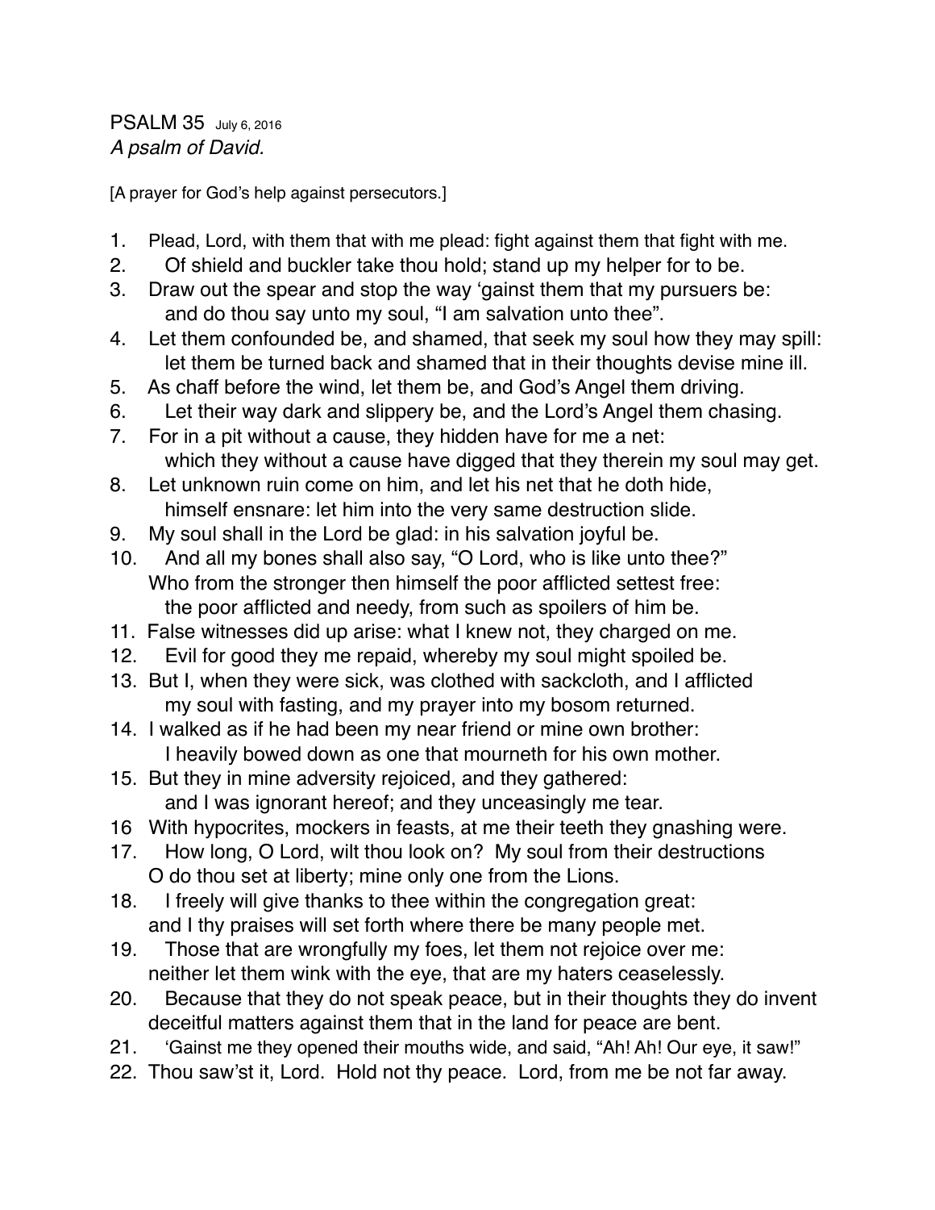PSALM 35 July 6, 2016
*A psalm of David.*

[A prayer for God's help against persecutors.]

1. Plead, Lord, with them that with me plead: fight against them that fight with me.
2. Of shield and buckler take thou hold; stand up my helper for to be.
3. Draw out the spear and stop the way 'gainst them that my pursuers be:
   and do thou say unto my soul, "I am salvation unto thee".
4. Let them confounded be, and shamed, that seek my soul how they may spill:
   let them be turned back and shamed that in their thoughts devise mine ill.
5. As chaff before the wind, let them be, and God's Angel them driving.
6. Let their way dark and slippery be, and the Lord's Angel them chasing.
7. For in a pit without a cause, they hidden have for me a net:
   which they without a cause have digged that they therein my soul may get.
8. Let unknown ruin come on him, and let his net that he doth hide,
   himself ensnare: let him into the very same destruction slide.
9. My soul shall in the Lord be glad: in his salvation joyful be.
10. And all my bones shall also say, "O Lord, who is like unto thee?"
    Who from the stronger then himself the poor afflicted settest free:
    the poor afflicted and needy, from such as spoilers of him be.
11. False witnesses did up arise: what I knew not, they charged on me.
12. Evil for good they me repaid, whereby my soul might spoiled be.
13. But I, when they were sick, was clothed with sackcloth, and I afflicted
    my soul with fasting, and my prayer into my bosom returned.
14. I walked as if he had been my near friend or mine own brother:
    I heavily bowed down as one that mourneth for his own mother.
15. But they in mine adversity rejoiced, and they gathered:
    and I was ignorant hereof; and they unceasingly me tear.
16 With hypocrites, mockers in feasts, at me their teeth they gnashing were.
17. How long, O Lord, wilt thou look on? My soul from their destructions
    O do thou set at liberty; mine only one from the Lions.
18. I freely will give thanks to thee within the congregation great:
    and I thy praises will set forth where there be many people met.
19. Those that are wrongfully my foes, let them not rejoice over me:
    neither let them wink with the eye, that are my haters ceaselessly.
20. Because that they do not speak peace, but in their thoughts they do invent
    deceitful matters against them that in the land for peace are bent.
21. 'Gainst me they opened their mouths wide, and said, "Ah! Ah! Our eye, it saw!"
22. Thou saw'st it, Lord. Hold not thy peace. Lord, from me be not far away.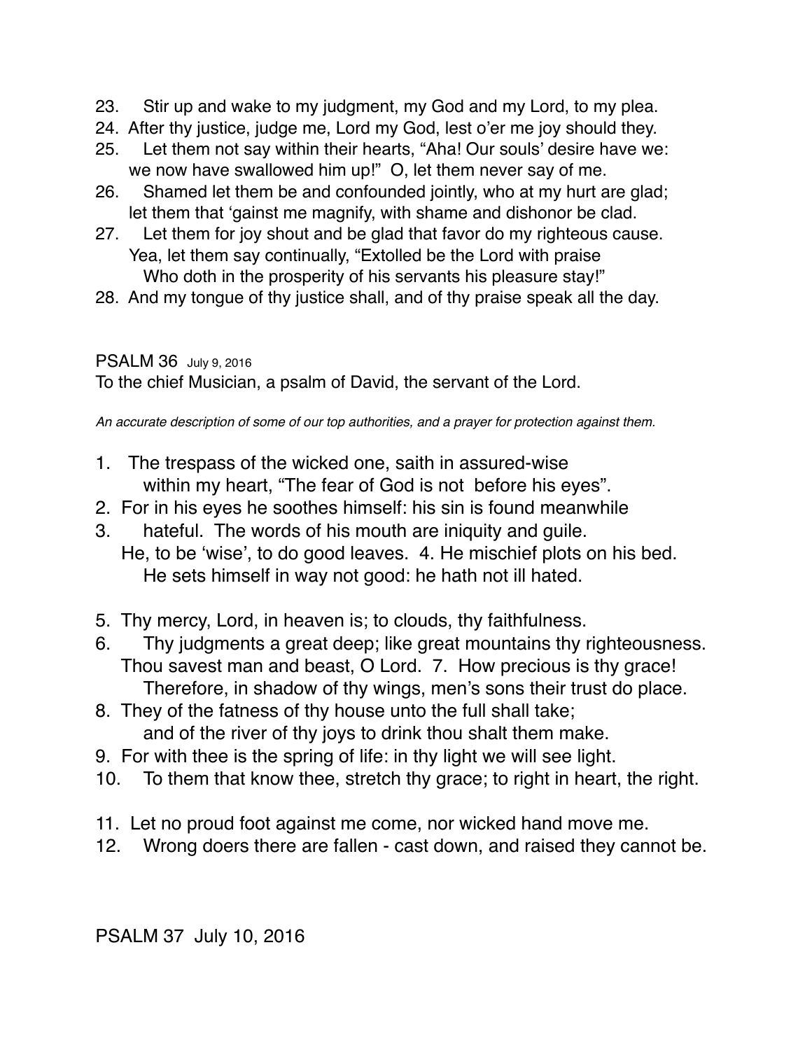23. Stir up and wake to my judgment, my God and my Lord, to my plea.
24. After thy justice, judge me, Lord my God, lest o'er me joy should they.
25. Let them not say within their hearts, "Aha! Our souls' desire have we: we now have swallowed him up!" O, let them never say of me.
26. Shamed let them be and confounded jointly, who at my hurt are glad; let them that 'gainst me magnify, with shame and dishonor be clad.
27. Let them for joy shout and be glad that favor do my righteous cause. Yea, let them say continually, "Extolled be the Lord with praise Who doth in the prosperity of his servants his pleasure stay!"
28. And my tongue of thy justice shall, and of thy praise speak all the day.

PSALM 36 July 9, 2016

To the chief Musician, a psalm of David, the servant of the Lord.

*An accurate description of some of our top authorities, and a prayer for protection against them.*

1. The trespass of the wicked one, saith in assured-wise within my heart, "The fear of God is not before his eyes".
2. For in his eyes he soothes himself: his sin is found meanwhile
3. hateful. The words of his mouth are iniquity and guile. He, to be 'wise', to do good leaves. 4. He mischief plots on his bed. He sets himself in way not good: he hath not ill hated.

5. Thy mercy, Lord, in heaven is; to clouds, thy faithfulness.
6. Thy judgments a great deep; like great mountains thy righteousness. Thou savest man and beast, O Lord. 7. How precious is thy grace! Therefore, in shadow of thy wings, men's sons their trust do place.
8. They of the fatness of thy house unto the full shall take; and of the river of thy joys to drink thou shalt them make.
9. For with thee is the spring of life: in thy light we will see light.
10. To them that know thee, stretch thy grace; to right in heart, the right.

11. Let no proud foot against me come, nor wicked hand move me.
12. Wrong doers there are fallen - cast down, and raised they cannot be.

PSALM 37 July 10, 2016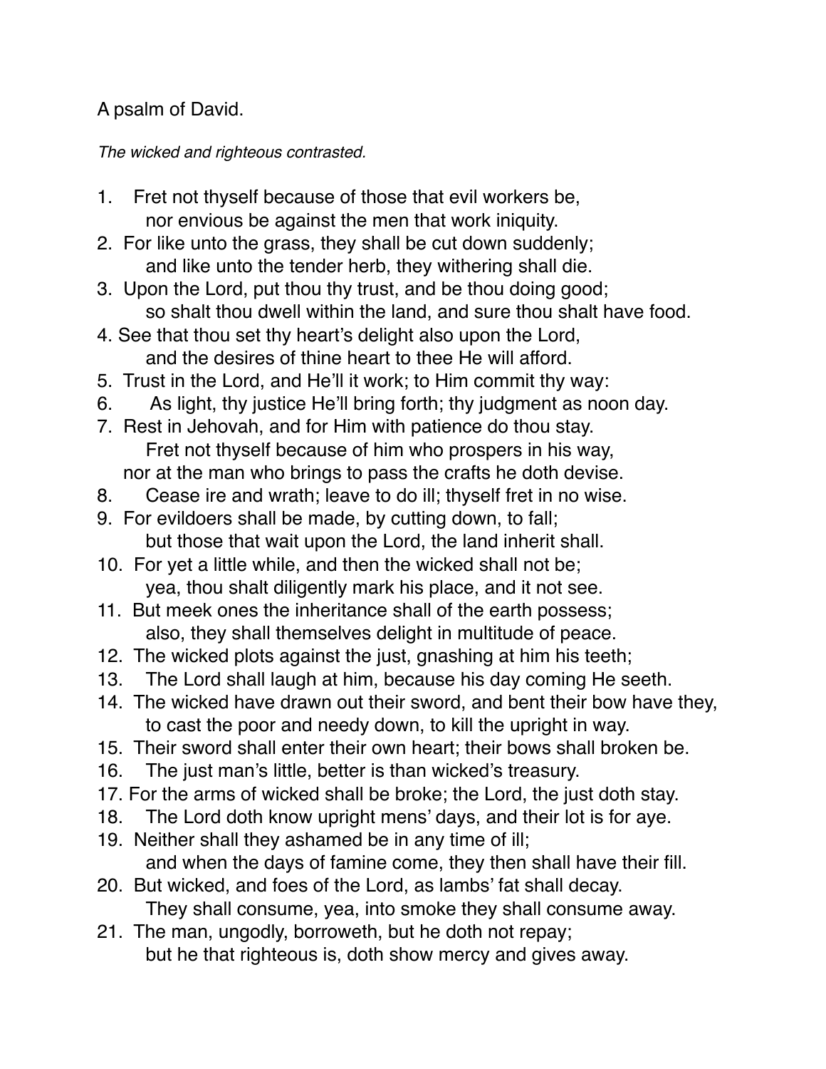A psalm of David.

*The wicked and righteous contrasted.*

1. Fret not thyself because of those that evil workers be,  
   nor envious be against the men that work iniquity.
2. For like unto the grass, they shall be cut down suddenly;  
   and like unto the tender herb, they withering shall die.
3. Upon the Lord, put thou thy trust, and be thou doing good;  
   so shalt thou dwell within the land, and sure thou shalt have food.
4. See that thou set thy heart's delight also upon the Lord,  
   and the desires of thine heart to thee He will afford.
5. Trust in the Lord, and He'll it work; to Him commit thy way:
6. As light, thy justice He'll bring forth; thy judgment as noon day.
7. Rest in Jehovah, and for Him with patience do thou stay.  
   Fret not thyself because of him who prospers in his way,  
   nor at the man who brings to pass the crafts he doth devise.
8. Cease ire and wrath; leave to do ill; thyself fret in no wise.
9. For evildoers shall be made, by cutting down, to fall;  
   but those that wait upon the Lord, the land inherit shall.
10. For yet a little while, and then the wicked shall not be;  
    yea, thou shalt diligently mark his place, and it not see.
11. But meek ones the inheritance shall of the earth possess;  
    also, they shall themselves delight in multitude of peace.
12. The wicked plots against the just, gnashing at him his teeth;
13. The Lord shall laugh at him, because his day coming He seeth.
14. The wicked have drawn out their sword, and bent their bow have they,  
    to cast the poor and needy down, to kill the upright in way.
15. Their sword shall enter their own heart; their bows shall broken be.
16. The just man's little, better is than wicked's treasury.
17. For the arms of wicked shall be broke; the Lord, the just doth stay.
18. The Lord doth know upright mens' days, and their lot is for aye.
19. Neither shall they ashamed be in any time of ill;  
    and when the days of famine come, they then shall have their fill.
20. But wicked, and foes of the Lord, as lambs' fat shall decay.  
    They shall consume, yea, into smoke they shall consume away.
21. The man, ungodly, borroweth, but he doth not repay;  
    but he that righteous is, doth show mercy and gives away.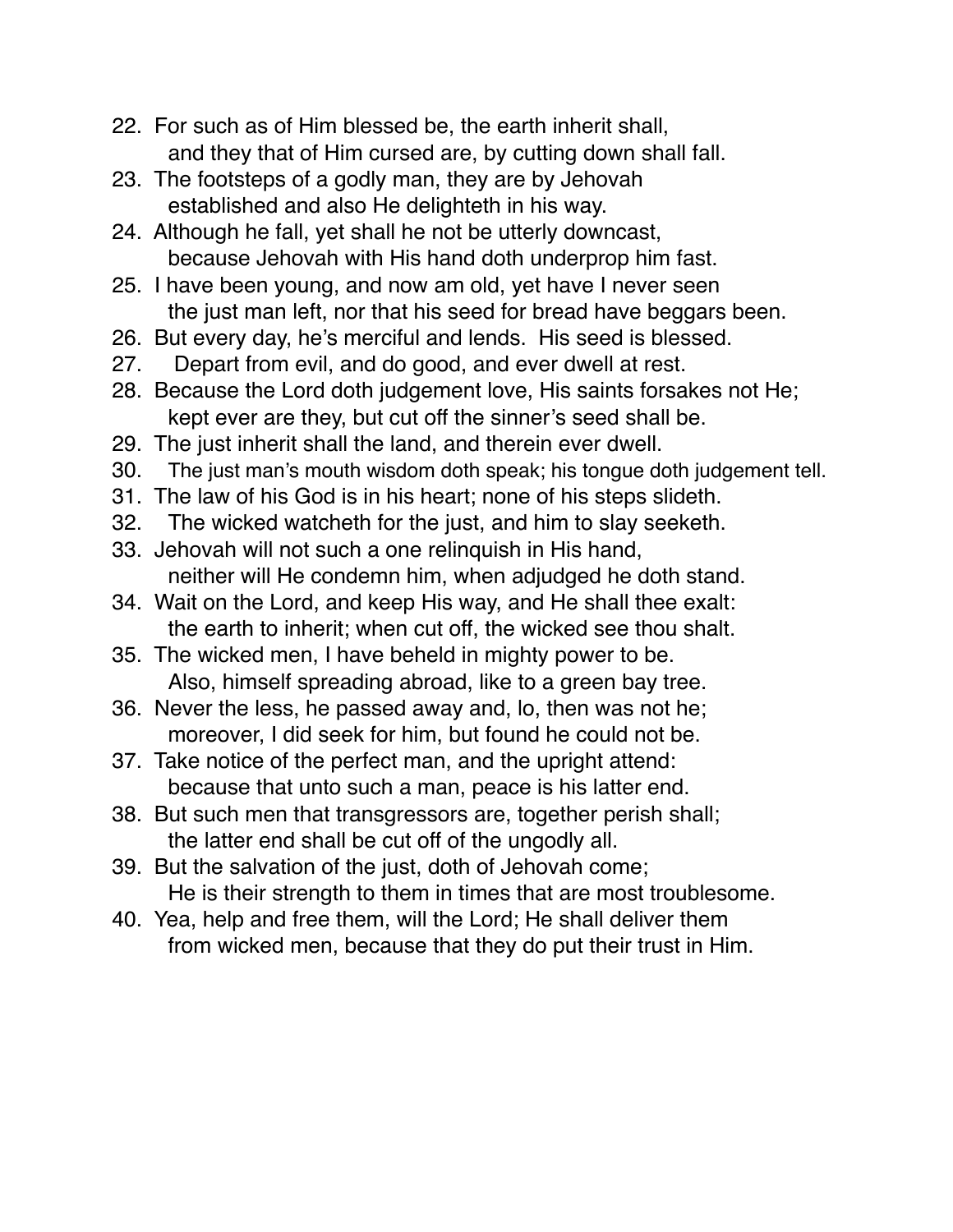22. For such as of Him blessed be, the earth inherit shall,
    and they that of Him cursed are, by cutting down shall fall.
23. The footsteps of a godly man, they are by Jehovah
    established and also He delighteth in his way.
24. Although he fall, yet shall he not be utterly downcast,
    because Jehovah with His hand doth underprop him fast.
25. I have been young, and now am old, yet have I never seen
    the just man left, nor that his seed for bread have beggars been.
26. But every day, he's merciful and lends. His seed is blessed.
27. Depart from evil, and do good, and ever dwell at rest.
28. Because the Lord doth judgement love, His saints forsakes not He;
    kept ever are they, but cut off the sinner's seed shall be.
29. The just inherit shall the land, and therein ever dwell.
30. The just man's mouth wisdom doth speak; his tongue doth judgement tell.
31. The law of his God is in his heart; none of his steps slideth.
32. The wicked watcheth for the just, and him to slay seeketh.
33. Jehovah will not such a one relinquish in His hand,
    neither will He condemn him, when adjudged he doth stand.
34. Wait on the Lord, and keep His way, and He shall thee exalt:
    the earth to inherit; when cut off, the wicked see thou shalt.
35. The wicked men, I have beheld in mighty power to be.
    Also, himself spreading abroad, like to a green bay tree.
36. Never the less, he passed away and, lo, then was not he;
    moreover, I did seek for him, but found he could not be.
37. Take notice of the perfect man, and the upright attend:
    because that unto such a man, peace is his latter end.
38. But such men that transgressors are, together perish shall;
    the latter end shall be cut off of the ungodly all.
39. But the salvation of the just, doth of Jehovah come;
    He is their strength to them in times that are most troublesome.
40. Yea, help and free them, will the Lord; He shall deliver them
    from wicked men, because that they do put their trust in Him.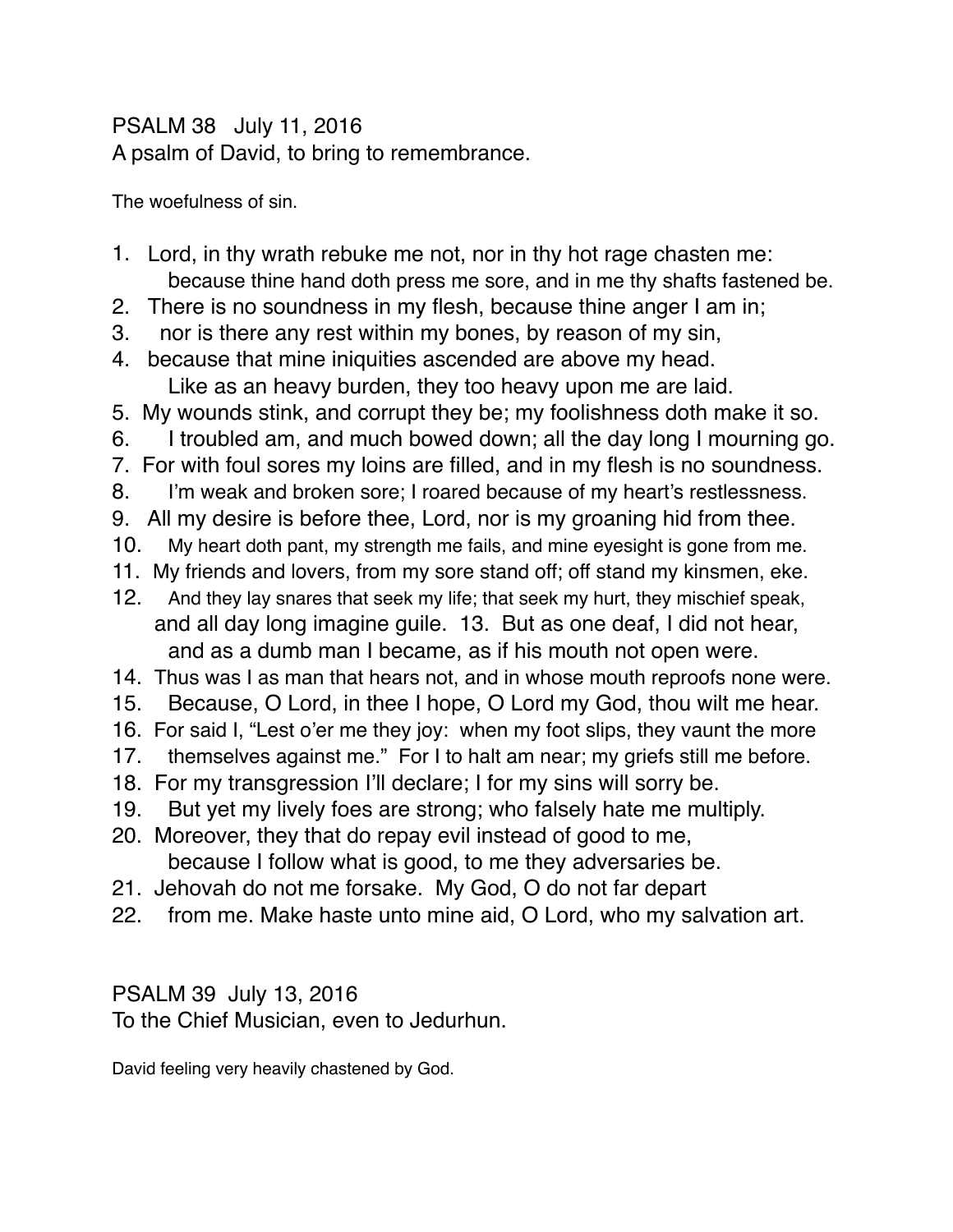PSALM 38   July 11, 2016
A psalm of David, to bring to remembrance.

The woefulness of sin.

1. Lord, in thy wrath rebuke me not, nor in thy hot rage chasten me:
   because thine hand doth press me sore, and in me thy shafts fastened be.
2. There is no soundness in my flesh, because thine anger I am in;
3. nor is there any rest within my bones, by reason of my sin,
4. because that mine iniquities ascended are above my head.
   Like as an heavy burden, they too heavy upon me are laid.
5. My wounds stink, and corrupt they be; my foolishness doth make it so.
6. I troubled am, and much bowed down; all the day long I mourning go.
7. For with foul sores my loins are filled, and in my flesh is no soundness.
8. I'm weak and broken sore; I roared because of my heart's restlessness.
9. All my desire is before thee, Lord, nor is my groaning hid from thee.
10. My heart doth pant, my strength me fails, and mine eyesight is gone from me.
11. My friends and lovers, from my sore stand off; off stand my kinsmen, eke.
12. And they lay snares that seek my life; that seek my hurt, they mischief speak,
    and all day long imagine guile. 13. But as one deaf, I did not hear,
    and as a dumb man I became, as if his mouth not open were.
14. Thus was I as man that hears not, and in whose mouth reproofs none were.
15. Because, O Lord, in thee I hope, O Lord my God, thou wilt me hear.
16. For said I, "Lest o'er me they joy: when my foot slips, they vaunt the more
17. themselves against me." For I to halt am near; my griefs still me before.
18. For my transgression I'll declare; I for my sins will sorry be.
19. But yet my lively foes are strong; who falsely hate me multiply.
20. Moreover, they that do repay evil instead of good to me,
    because I follow what is good, to me they adversaries be.
21. Jehovah do not me forsake. My God, O do not far depart
22. from me. Make haste unto mine aid, O Lord, who my salvation art.

PSALM 39  July 13, 2016
To the Chief Musician, even to Jedurhun.

David feeling very heavily chastened by God.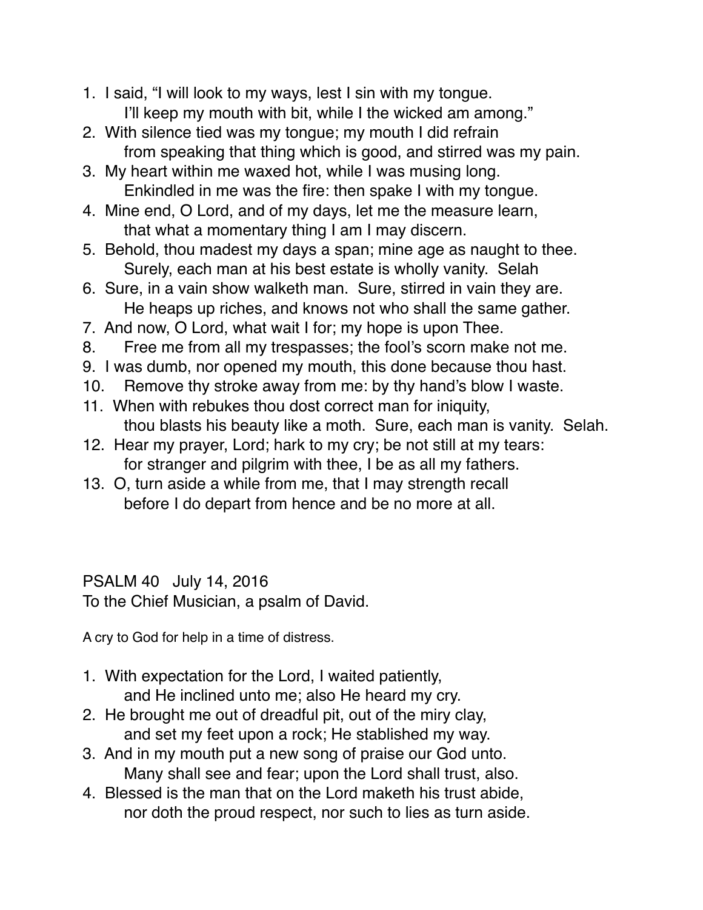1. I said, “I will look to my ways, lest I sin with my tongue.
   I’ll keep my mouth with bit, while I the wicked am among.”
2. With silence tied was my tongue; my mouth I did refrain
   from speaking that thing which is good, and stirred was my pain.
3. My heart within me waxed hot, while I was musing long.
   Enkindled in me was the fire: then spake I with my tongue.
4. Mine end, O Lord, and of my days, let me the measure learn,
   that what a momentary thing I am I may discern.
5. Behold, thou madest my days a span; mine age as naught to thee.
   Surely, each man at his best estate is wholly vanity. Selah
6. Sure, in a vain show walketh man. Sure, stirred in vain they are.
   He heaps up riches, and knows not who shall the same gather.
7. And now, O Lord, what wait I for; my hope is upon Thee.
8. Free me from all my trespasses; the fool’s scorn make not me.
9. I was dumb, nor opened my mouth, this done because thou hast.
10. Remove thy stroke away from me: by thy hand’s blow I waste.
11. When with rebukes thou dost correct man for iniquity,
    thou blasts his beauty like a moth. Sure, each man is vanity. Selah.
12. Hear my prayer, Lord; hark to my cry; be not still at my tears:
    for stranger and pilgrim with thee, I be as all my fathers.
13. O, turn aside a while from me, that I may strength recall
    before I do depart from hence and be no more at all.

PSALM 40 July 14, 2016

To the Chief Musician, a psalm of David.

A cry to God for help in a time of distress.

1. With expectation for the Lord, I waited patiently,
   and He inclined unto me; also He heard my cry.
2. He brought me out of dreadful pit, out of the miry clay,
   and set my feet upon a rock; He stablished my way.
3. And in my mouth put a new song of praise our God unto.
   Many shall see and fear; upon the Lord shall trust, also.
4. Blessed is the man that on the Lord maketh his trust abide,
   nor doth the proud respect, nor such to lies as turn aside.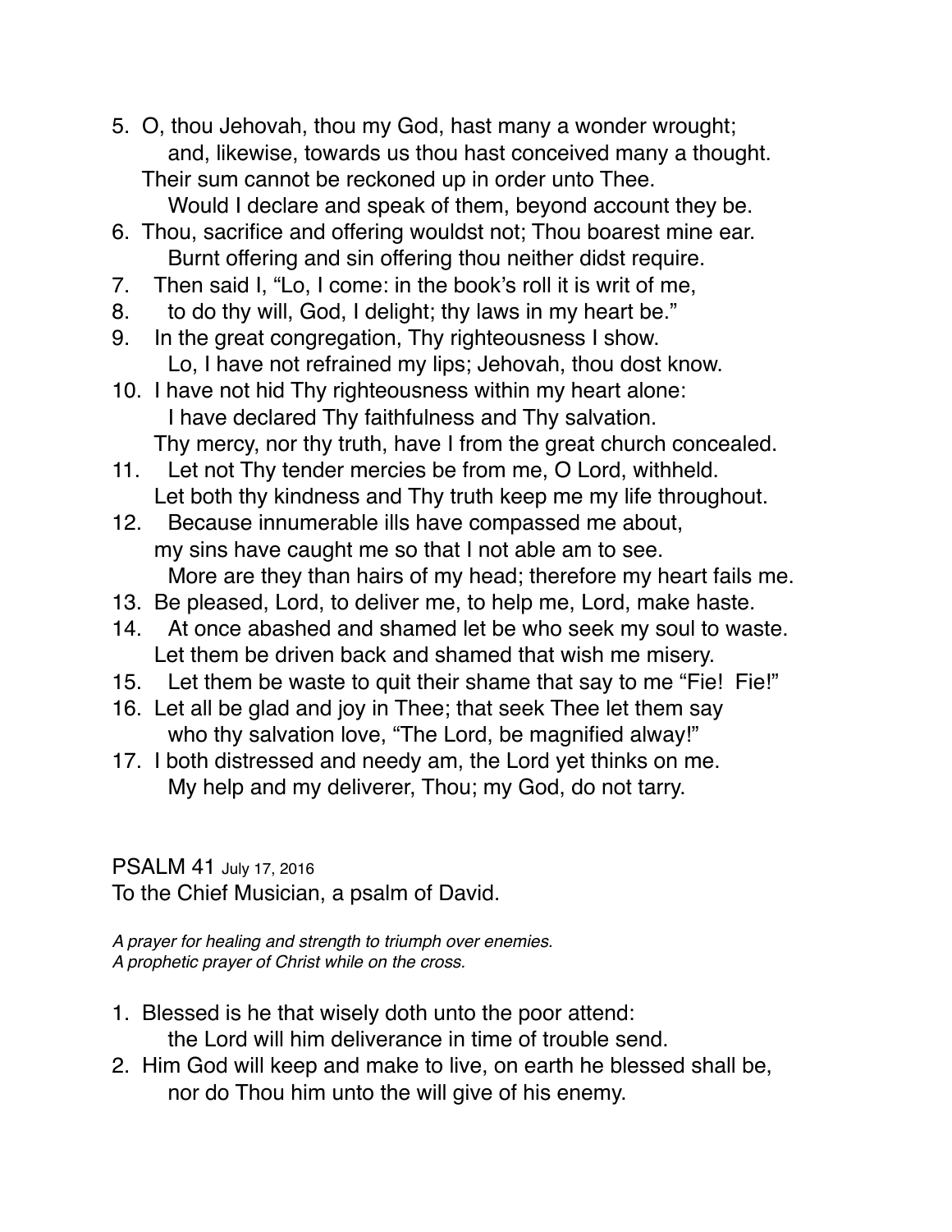5. O, thou Jehovah, thou my God, hast many a wonder wrought;
   and, likewise, towards us thou hast conceived many a thought.
   Their sum cannot be reckoned up in order unto Thee.
   Would I declare and speak of them, beyond account they be.
6. Thou, sacrifice and offering wouldst not; Thou boarest mine ear.
   Burnt offering and sin offering thou neither didst require.
7. Then said I, "Lo, I come: in the book's roll it is writ of me,
8. to do thy will, God, I delight; thy laws in my heart be."
9. In the great congregation, Thy righteousness I show.
   Lo, I have not refrained my lips; Jehovah, thou dost know.
10. I have not hid Thy righteousness within my heart alone:
    I have declared Thy faithfulness and Thy salvation.
    Thy mercy, nor thy truth, have I from the great church concealed.
11. Let not Thy tender mercies be from me, O Lord, withheld.
    Let both thy kindness and Thy truth keep me my life throughout.
12. Because innumerable ills have compassed me about,
    my sins have caught me so that I not able am to see.
    More are they than hairs of my head; therefore my heart fails me.
13. Be pleased, Lord, to deliver me, to help me, Lord, make haste.
14. At once abashed and shamed let be who seek my soul to waste.
    Let them be driven back and shamed that wish me misery.
15. Let them be waste to quit their shame that say to me "Fie! Fie!"
16. Let all be glad and joy in Thee; that seek Thee let them say
    who thy salvation love, "The Lord, be magnified alway!"
17. I both distressed and needy am, the Lord yet thinks on me.
    My help and my deliverer, Thou; my God, do not tarry.

## PSALM 41 July 17, 2016

To the Chief Musician, a psalm of David.

*A prayer for healing and strength to triumph over enemies.*
*A prophetic prayer of Christ while on the cross.*

1. Blessed is he that wisely doth unto the poor attend:
   the Lord will him deliverance in time of trouble send.
2. Him God will keep and make to live, on earth he blessed shall be,
   nor do Thou him unto the will give of his enemy.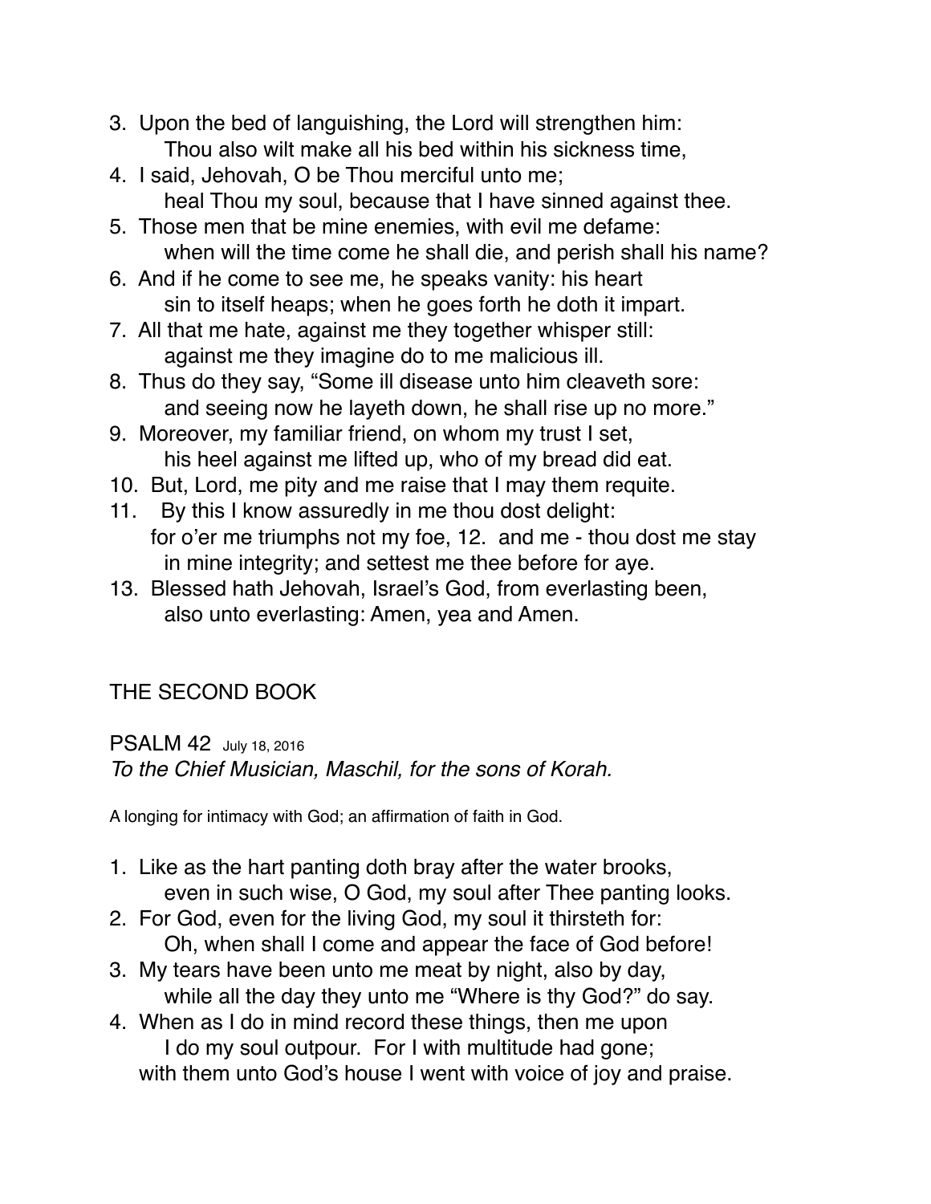3. Upon the bed of languishing, the Lord will strengthen him:
   Thou also wilt make all his bed within his sickness time,
4. I said, Jehovah, O be Thou merciful unto me;
   heal Thou my soul, because that I have sinned against thee.
5. Those men that be mine enemies, with evil me defame:
   when will the time come he shall die, and perish shall his name?
6. And if he come to see me, he speaks vanity: his heart
   sin to itself heaps; when he goes forth he doth it impart.
7. All that me hate, against me they together whisper still:
   against me they imagine do to me malicious ill.
8. Thus do they say, "Some ill disease unto him cleaveth sore:
   and seeing now he layeth down, he shall rise up no more."
9. Moreover, my familiar friend, on whom my trust I set,
   his heel against me lifted up, who of my bread did eat.
10. But, Lord, me pity and me raise that I may them requite.
11. By this I know assuredly in me thou dost delight:
    for o'er me triumphs not my foe, 12. and me - thou dost me stay
    in mine integrity; and settest me thee before for aye.
13. Blessed hath Jehovah, Israel's God, from everlasting been,
    also unto everlasting: Amen, yea and Amen.

## THE SECOND BOOK

### PSALM 42 July 18, 2016

*To the Chief Musician, Maschil, for the sons of Korah.*

A longing for intimacy with God; an affirmation of faith in God.

1. Like as the hart panting doth bray after the water brooks,
   even in such wise, O God, my soul after Thee panting looks.
2. For God, even for the living God, my soul it thirsteth for:
   Oh, when shall I come and appear the face of God before!
3. My tears have been unto me meat by night, also by day,
   while all the day they unto me "Where is thy God?" do say.
4. When as I do in mind record these things, then me upon
   I do my soul outpour. For I with multitude had gone;
   with them unto God's house I went with voice of joy and praise.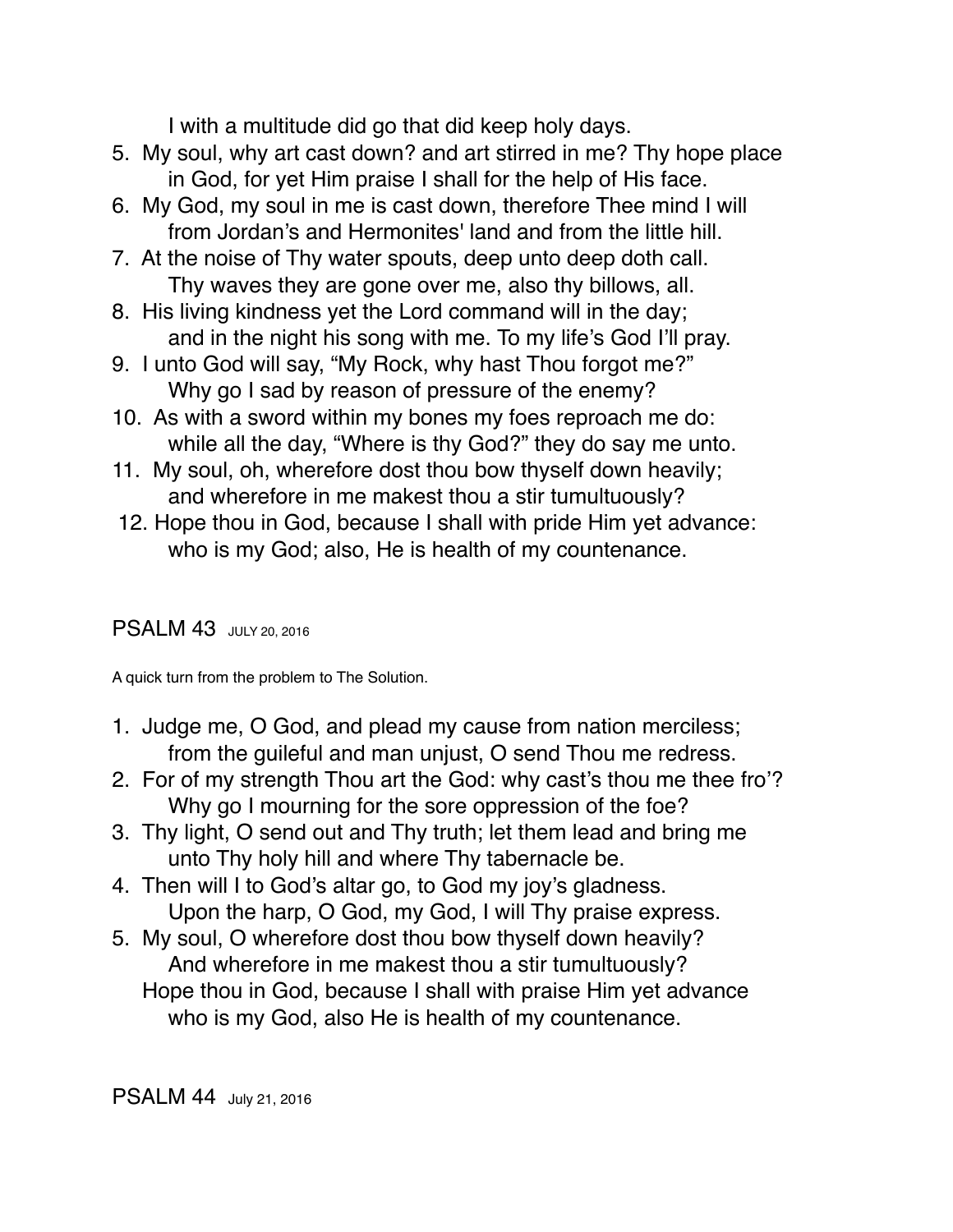I with a multitude did go that did keep holy days.

5. My soul, why art cast down? and art stirred in me? Thy hope place in God, for yet Him praise I shall for the help of His face.
6. My God, my soul in me is cast down, therefore Thee mind I will from Jordan's and Hermonites' land and from the little hill.
7. At the noise of Thy water spouts, deep unto deep doth call. Thy waves they are gone over me, also thy billows, all.
8. His living kindness yet the Lord command will in the day; and in the night his song with me. To my life's God I'll pray.
9. I unto God will say, "My Rock, why hast Thou forgot me?" Why go I sad by reason of pressure of the enemy?
10. As with a sword within my bones my foes reproach me do: while all the day, "Where is thy God?" they do say me unto.
11. My soul, oh, wherefore dost thou bow thyself down heavily; and wherefore in me makest thou a stir tumultuously?
12. Hope thou in God, because I shall with pride Him yet advance: who is my God; also, He is health of my countenance.

## PSALM 43 JULY 20, 2016

A quick turn from the problem to The Solution.

1. Judge me, O God, and plead my cause from nation merciless; from the guileful and man unjust, O send Thou me redress.
2. For of my strength Thou art the God: why cast's thou me thee fro'? Why go I mourning for the sore oppression of the foe?
3. Thy light, O send out and Thy truth; let them lead and bring me unto Thy holy hill and where Thy tabernacle be.
4. Then will I to God's altar go, to God my joy's gladness. Upon the harp, O God, my God, I will Thy praise express.
5. My soul, O wherefore dost thou bow thyself down heavily? And wherefore in me makest thou a stir tumultuously?
   Hope thou in God, because I shall with praise Him yet advance who is my God, also He is health of my countenance.

## PSALM 44 July 21, 2016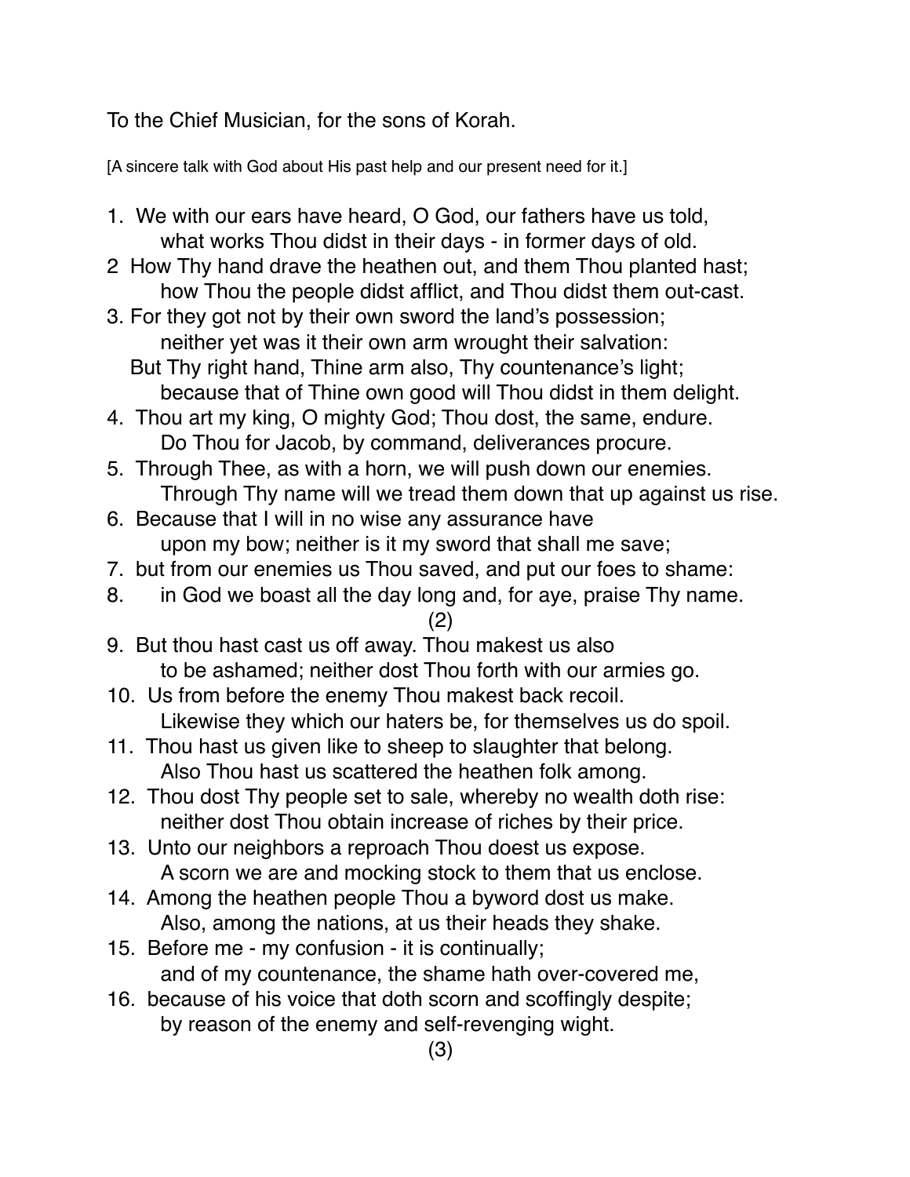To the Chief Musician, for the sons of Korah.

[A sincere talk with God about His past help and our present need for it.]

1. We with our ears have heard, O God, our fathers have us told,
   what works Thou didst in their days - in former days of old.

2 How Thy hand drave the heathen out, and them Thou planted hast;
   how Thou the people didst afflict, and Thou didst them out-cast.

3. For they got not by their own sword the land's possession;
   neither yet was it their own arm wrought their salvation:
   But Thy right hand, Thine arm also, Thy countenance's light;
   because that of Thine own good will Thou didst in them delight.

4. Thou art my king, O mighty God; Thou dost, the same, endure.
   Do Thou for Jacob, by command, deliverances procure.

5. Through Thee, as with a horn, we will push down our enemies.
   Through Thy name will we tread them down that up against us rise.

6. Because that I will in no wise any assurance have
   upon my bow; neither is it my sword that shall me save;

7. but from our enemies us Thou saved, and put our foes to shame:

8. in God we boast all the day long and, for aye, praise Thy name.

(2)

9. But thou hast cast us off away. Thou makest us also
   to be ashamed; neither dost Thou forth with our armies go.

10. Us from before the enemy Thou makest back recoil.
    Likewise they which our haters be, for themselves us do spoil.

11. Thou hast us given like to sheep to slaughter that belong.
    Also Thou hast us scattered the heathen folk among.

12. Thou dost Thy people set to sale, whereby no wealth doth rise:
    neither dost Thou obtain increase of riches by their price.

13. Unto our neighbors a reproach Thou doest us expose.
    A scorn we are and mocking stock to them that us enclose.

14. Among the heathen people Thou a byword dost us make.
    Also, among the nations, at us their heads they shake.

15. Before me - my confusion - it is continually;
    and of my countenance, the shame hath over-covered me,

16. because of his voice that doth scorn and scoffingly despite;
    by reason of the enemy and self-revenging wight.

(3)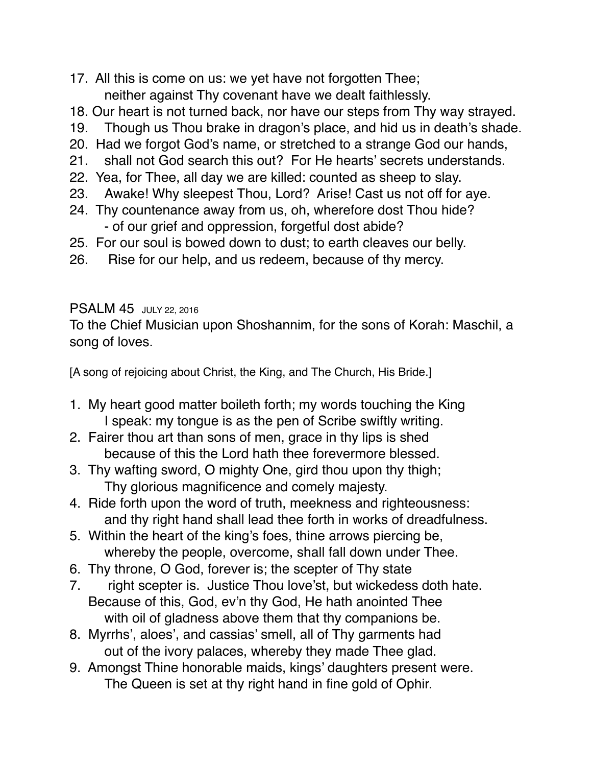17. All this is come on us: we yet have not forgotten Thee;
    neither against Thy covenant have we dealt faithlessly.
18. Our heart is not turned back, nor have our steps from Thy way strayed.
19. Though us Thou brake in dragon's place, and hid us in death's shade.
20. Had we forgot God's name, or stretched to a strange God our hands,
21. shall not God search this out? For He hearts' secrets understands.
22. Yea, for Thee, all day we are killed: counted as sheep to slay.
23. Awake! Why sleepest Thou, Lord? Arise! Cast us not off for aye.
24. Thy countenance away from us, oh, wherefore dost Thou hide?
    - of our grief and oppression, forgetful dost abide?
25. For our soul is bowed down to dust; to earth cleaves our belly.
26. Rise for our help, and us redeem, because of thy mercy.

## PSALM 45 JULY 22, 2016

To the Chief Musician upon Shoshannim, for the sons of Korah: Maschil, a song of loves.

[A song of rejoicing about Christ, the King, and The Church, His Bride.]

1. My heart good matter boileth forth; my words touching the King
   I speak: my tongue is as the pen of Scribe swiftly writing.
2. Fairer thou art than sons of men, grace in thy lips is shed
   because of this the Lord hath thee forevermore blessed.
3. Thy wafting sword, O mighty One, gird thou upon thy thigh;
   Thy glorious magnificence and comely majesty.
4. Ride forth upon the word of truth, meekness and righteousness:
   and thy right hand shall lead thee forth in works of dreadfulness.
5. Within the heart of the king's foes, thine arrows piercing be,
   whereby the people, overcome, shall fall down under Thee.
6. Thy throne, O God, forever is; the scepter of Thy state
7. right scepter is. Justice Thou love'st, but wickedess doth hate.
   Because of this, God, ev'n thy God, He hath anointed Thee
   with oil of gladness above them that thy companions be.
8. Myrrhs', aloes', and cassias' smell, all of Thy garments had
   out of the ivory palaces, whereby they made Thee glad.
9. Amongst Thine honorable maids, kings' daughters present were.
   The Queen is set at thy right hand in fine gold of Ophir.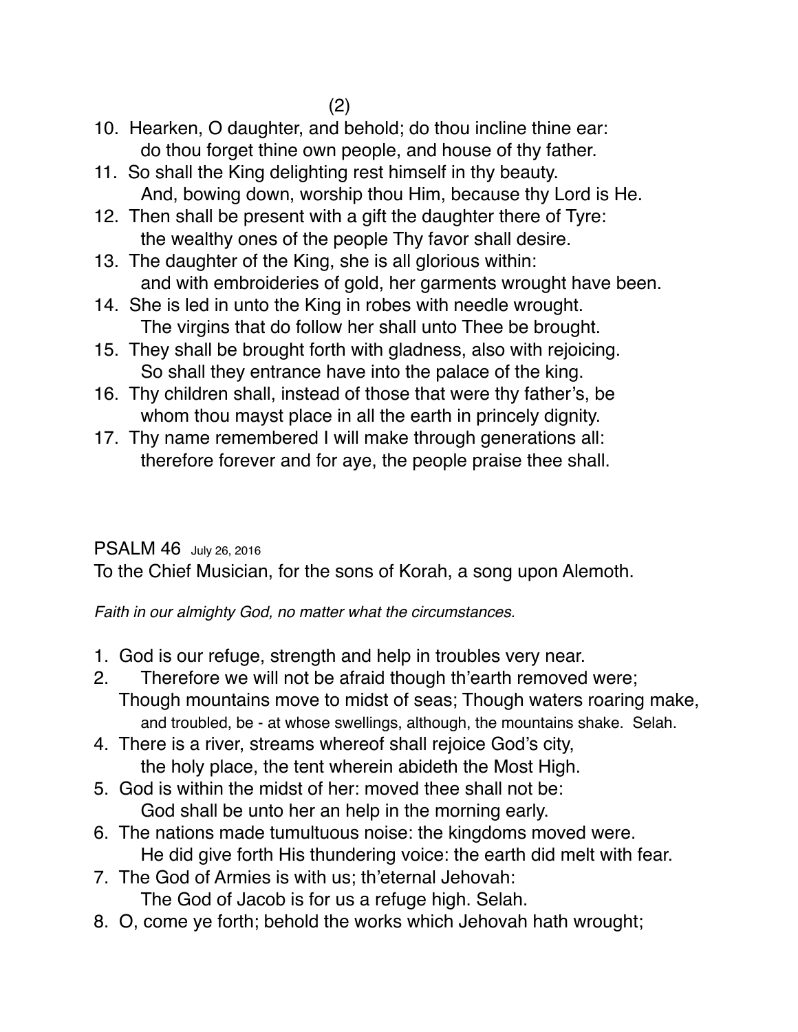(2)

10. Hearken, O daughter, and behold; do thou incline thine ear:
    do thou forget thine own people, and house of thy father.
11. So shall the King delighting rest himself in thy beauty.
    And, bowing down, worship thou Him, because thy Lord is He.
12. Then shall be present with a gift the daughter there of Tyre:
    the wealthy ones of the people Thy favor shall desire.
13. The daughter of the King, she is all glorious within:
    and with embroideries of gold, her garments wrought have been.
14. She is led in unto the King in robes with needle wrought.
    The virgins that do follow her shall unto Thee be brought.
15. They shall be brought forth with gladness, also with rejoicing.
    So shall they entrance have into the palace of the king.
16. Thy children shall, instead of those that were thy father's, be
    whom thou mayst place in all the earth in princely dignity.
17. Thy name remembered I will make through generations all:
    therefore forever and for aye, the people praise thee shall.

## PSALM 46 July 26, 2016

To the Chief Musician, for the sons of Korah, a song upon Alemoth.

*Faith in our almighty God, no matter what the circumstances.*

1. God is our refuge, strength and help in troubles very near.
2. Therefore we will not be afraid though th'earth removed were;
   Though mountains move to midst of seas; Though waters roaring make,
   and troubled, be - at whose swellings, although, the mountains shake. Selah.
4. There is a river, streams whereof shall rejoice God's city,
   the holy place, the tent wherein abideth the Most High.
5. God is within the midst of her: moved thee shall not be:
   God shall be unto her an help in the morning early.
6. The nations made tumultuous noise: the kingdoms moved were.
   He did give forth His thundering voice: the earth did melt with fear.
7. The God of Armies is with us; th'eternal Jehovah:
   The God of Jacob is for us a refuge high. Selah.
8. O, come ye forth; behold the works which Jehovah hath wrought;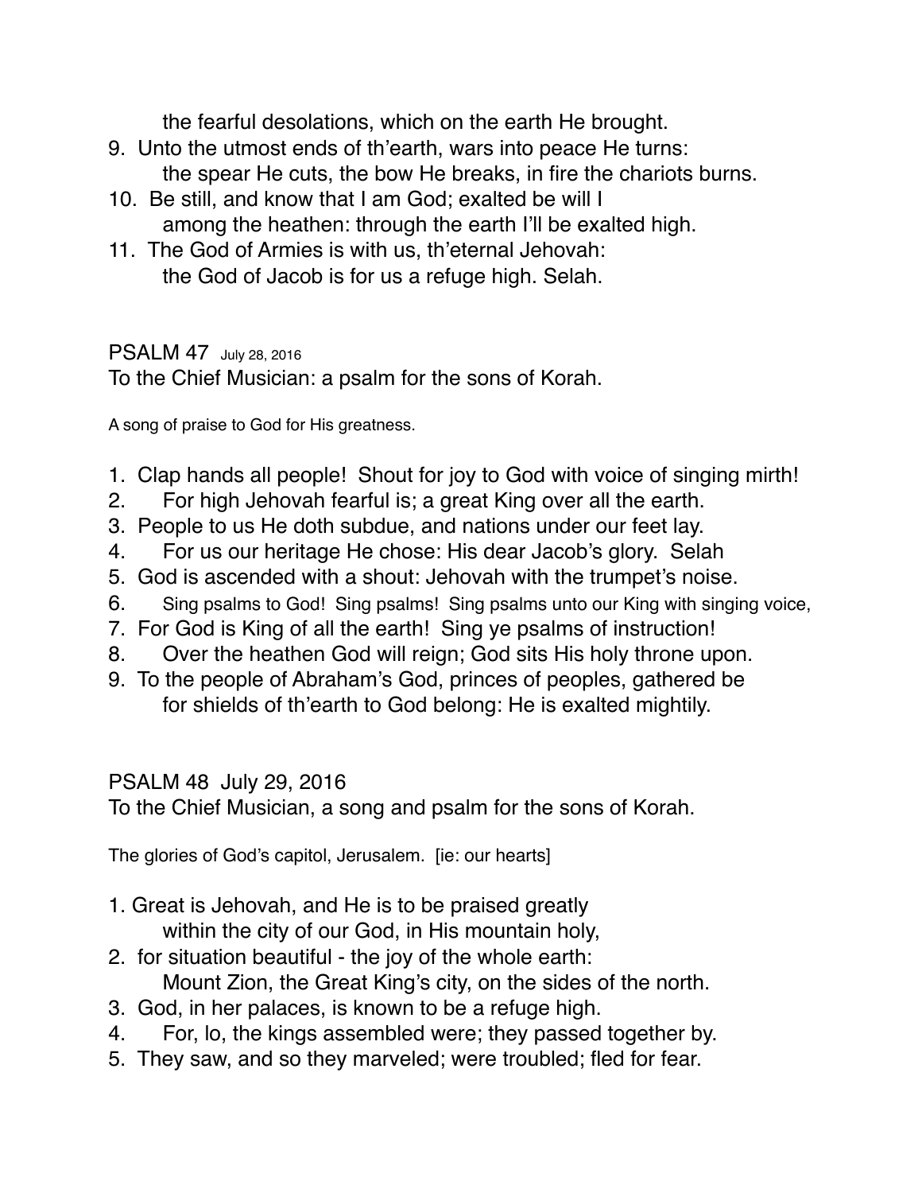the fearful desolations, which on the earth He brought.

9. Unto the utmost ends of th'earth, wars into peace He turns:
   the spear He cuts, the bow He breaks, in fire the chariots burns.
10. Be still, and know that I am God; exalted be will I
    among the heathen: through the earth I'll be exalted high.
11. The God of Armies is with us, th'eternal Jehovah:
    the God of Jacob is for us a refuge high. Selah.

## PSALM 47 July 28, 2016

To the Chief Musician: a psalm for the sons of Korah.

A song of praise to God for His greatness.

1. Clap hands all people! Shout for joy to God with voice of singing mirth!
2. For high Jehovah fearful is; a great King over all the earth.
3. People to us He doth subdue, and nations under our feet lay.
4. For us our heritage He chose: His dear Jacob's glory. Selah
5. God is ascended with a shout: Jehovah with the trumpet's noise.
6. Sing psalms to God! Sing psalms! Sing psalms unto our King with singing voice,
7. For God is King of all the earth! Sing ye psalms of instruction!
8. Over the heathen God will reign; God sits His holy throne upon.
9. To the people of Abraham's God, princes of peoples, gathered be
   for shields of th'earth to God belong: He is exalted mightily.

## PSALM 48 July 29, 2016

To the Chief Musician, a song and psalm for the sons of Korah.

The glories of God's capitol, Jerusalem. [ie: our hearts]

1. Great is Jehovah, and He is to be praised greatly
   within the city of our God, in His mountain holy,
2. for situation beautiful - the joy of the whole earth:
   Mount Zion, the Great King's city, on the sides of the north.
3. God, in her palaces, is known to be a refuge high.
4. For, lo, the kings assembled were; they passed together by.
5. They saw, and so they marveled; were troubled; fled for fear.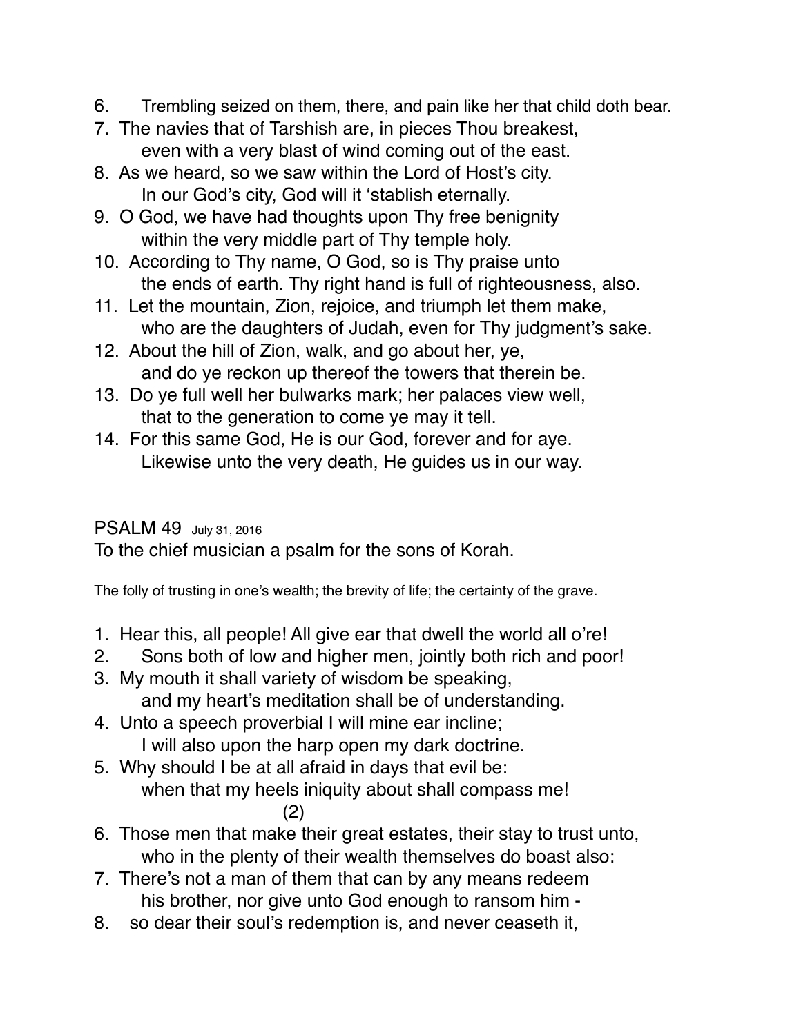6. Trembling seized on them, there, and pain like her that child doth bear.
7. The navies that of Tarshish are, in pieces Thou breakest,
   even with a very blast of wind coming out of the east.
8. As we heard, so we saw within the Lord of Host's city.
   In our God's city, God will it 'stablish eternally.
9. O God, we have had thoughts upon Thy free benignity
   within the very middle part of Thy temple holy.
10. According to Thy name, O God, so is Thy praise unto
    the ends of earth. Thy right hand is full of righteousness, also.
11. Let the mountain, Zion, rejoice, and triumph let them make,
    who are the daughters of Judah, even for Thy judgment's sake.
12. About the hill of Zion, walk, and go about her, ye,
    and do ye reckon up thereof the towers that therein be.
13. Do ye full well her bulwarks mark; her palaces view well,
    that to the generation to come ye may it tell.
14. For this same God, He is our God, forever and for aye.
    Likewise unto the very death, He guides us in our way.

## PSALM 49 July 31, 2016

To the chief musician a psalm for the sons of Korah.

The folly of trusting in one's wealth; the brevity of life; the certainty of the grave.

1. Hear this, all people! All give ear that dwell the world all o're!
2. Sons both of low and higher men, jointly both rich and poor!
3. My mouth it shall variety of wisdom be speaking,
   and my heart's meditation shall be of understanding.
4. Unto a speech proverbial I will mine ear incline;
   I will also upon the harp open my dark doctrine.
5. Why should I be at all afraid in days that evil be:
   when that my heels iniquity about shall compass me!

(2)

6. Those men that make their great estates, their stay to trust unto,
   who in the plenty of their wealth themselves do boast also:
7. There's not a man of them that can by any means redeem
   his brother, nor give unto God enough to ransom him -
8. so dear their soul's redemption is, and never ceaseth it,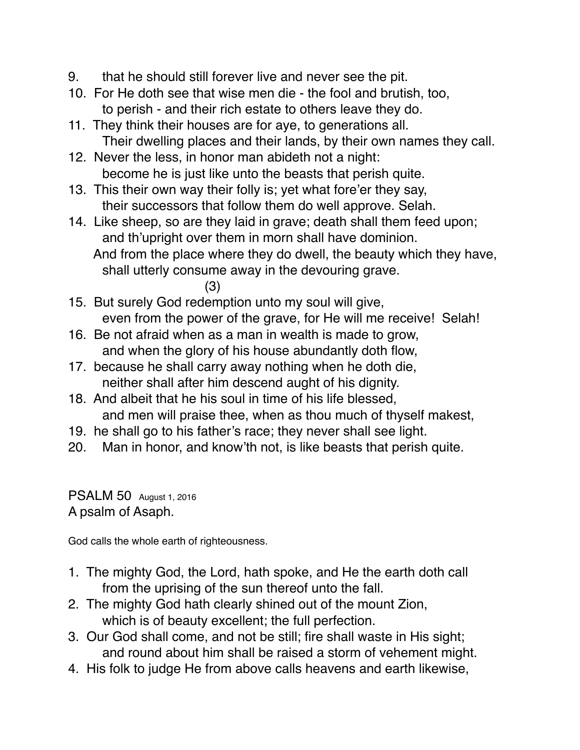9. that he should still forever live and never see the pit.
10. For He doth see that wise men die - the fool and brutish, too,
 to perish - and their rich estate to others leave they do.
11. They think their houses are for aye, to generations all.
 Their dwelling places and their lands, by their own names they call.
12. Never the less, in honor man abideth not a night:
 become he is just like unto the beasts that perish quite.
13. This their own way their folly is; yet what fore'er they say,
 their successors that follow them do well approve. Selah.
14. Like sheep, so are they laid in grave; death shall them feed upon;
 and th'upright over them in morn shall have dominion.
 And from the place where they do dwell, the beauty which they have,
 shall utterly consume away in the devouring grave.

(3)

15. But surely God redemption unto my soul will give,
 even from the power of the grave, for He will me receive! Selah!
16. Be not afraid when as a man in wealth is made to grow,
 and when the glory of his house abundantly doth flow,
17. because he shall carry away nothing when he doth die,
 neither shall after him descend aught of his dignity.
18. And albeit that he his soul in time of his life blessed,
 and men will praise thee, when as thou much of thyself makest,
19. he shall go to his father's race; they never shall see light.
20. Man in honor, and know'th not, is like beasts that perish quite.

PSALM 50 August 1, 2016
A psalm of Asaph.

God calls the whole earth of righteousness.

1. The mighty God, the Lord, hath spoke, and He the earth doth call
 from the uprising of the sun thereof unto the fall.
2. The mighty God hath clearly shined out of the mount Zion,
 which is of beauty excellent; the full perfection.
3. Our God shall come, and not be still; fire shall waste in His sight;
 and round about him shall be raised a storm of vehement might.
4. His folk to judge He from above calls heavens and earth likewise,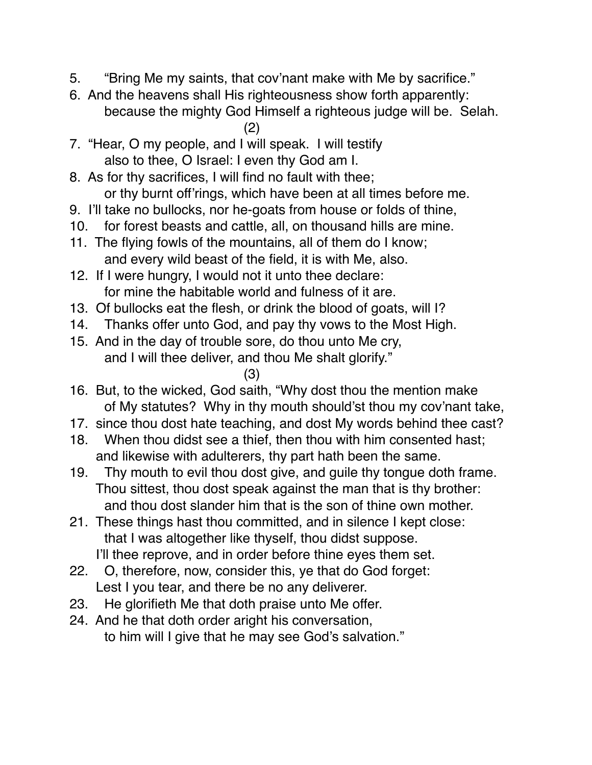5. “Bring Me my saints, that cov’nant make with Me by sacrifice.”

6. And the heavens shall His righteousness show forth apparently:
   because the mighty God Himself a righteous judge will be. Selah.

(2)

7. “Hear, O my people, and I will speak. I will testify
   also to thee, O Israel: I even thy God am I.

8. As for thy sacrifices, I will find no fault with thee;
   or thy burnt off’rings, which have been at all times before me.

9. I’ll take no bullocks, nor he-goats from house or folds of thine,

10. for forest beasts and cattle, all, on thousand hills are mine.

11. The flying fowls of the mountains, all of them do I know;
    and every wild beast of the field, it is with Me, also.

12. If I were hungry, I would not it unto thee declare:
    for mine the habitable world and fulness of it are.

13. Of bullocks eat the flesh, or drink the blood of goats, will I?

14. Thanks offer unto God, and pay thy vows to the Most High.

15. And in the day of trouble sore, do thou unto Me cry,
    and I will thee deliver, and thou Me shalt glorify.”

(3)

16. But, to the wicked, God saith, “Why dost thou the mention make
    of My statutes? Why in thy mouth should’st thou my cov’nant take,

17. since thou dost hate teaching, and dost My words behind thee cast?

18. When thou didst see a thief, then thou with him consented hast;
    and likewise with adulterers, thy part hath been the same.

19. Thy mouth to evil thou dost give, and guile thy tongue doth frame.
    Thou sittest, thou dost speak against the man that is thy brother:
    and thou dost slander him that is the son of thine own mother.

21. These things hast thou committed, and in silence I kept close:
    that I was altogether like thyself, thou didst suppose.
    I’ll thee reprove, and in order before thine eyes them set.

22. O, therefore, now, consider this, ye that do God forget:
    Lest I you tear, and there be no any deliverer.

23. He glorifieth Me that doth praise unto Me offer.

24. And he that doth order aright his conversation,
    to him will I give that he may see God’s salvation.”